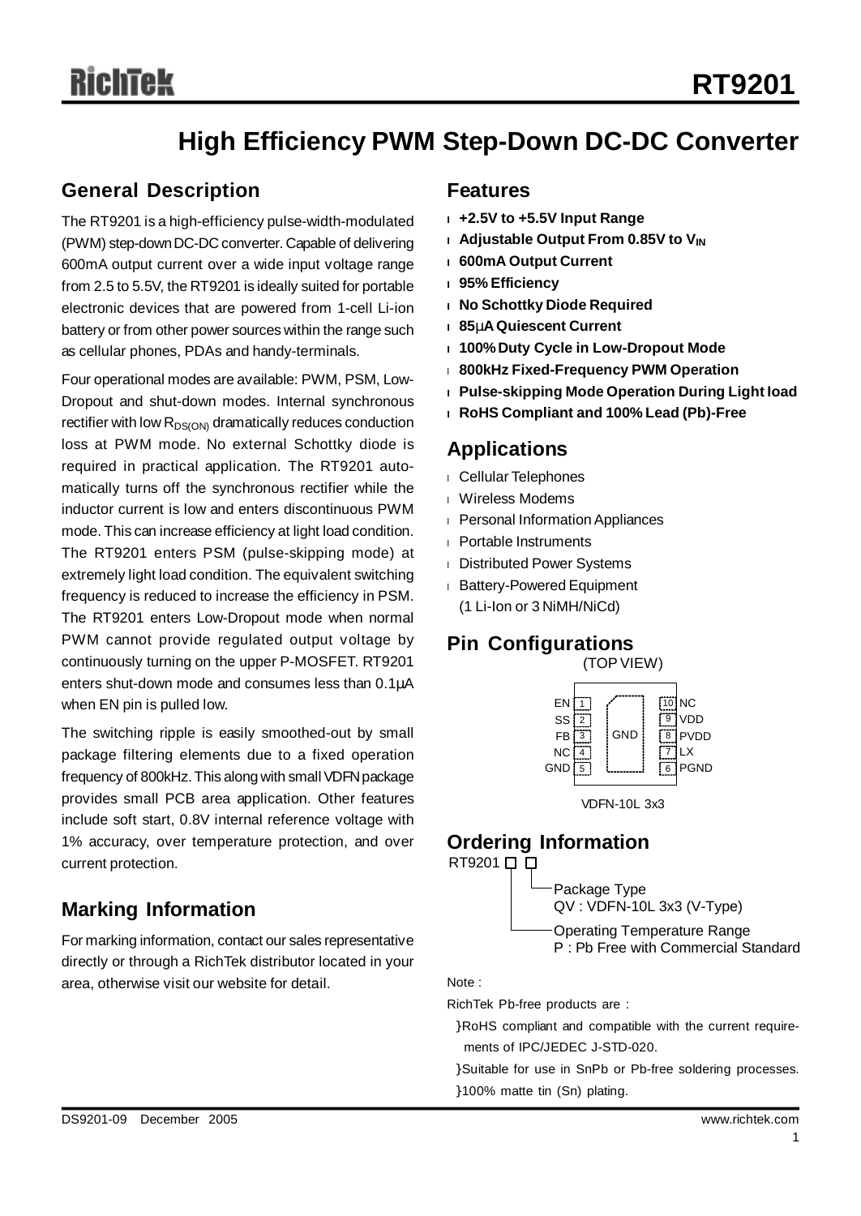# RT9201

## High Efficiency PWM Step-Down DC-DC Converter

## General Description

The RT9201 is a high-efficiency pulse-width-modulated (PWM) step-down DC-DC converter. Capable of delivering 600mA output current over a wide input voltage range from 2.5 to 5.5V, the RT9201 is ideally suited for portable electronic devices that are powered from 1-cell Li-ion battery or from other power sources within the range such as cellular phones, PDAs and handy-terminals.

Four operational modes are available: PWM, PSM, Low-Dropout and shut-down modes. Internal synchronous rectifier with low $R_{DS(ON)}$ dramatically reduces conduction loss at PWM mode. No external Schottky diode is required in practical application. The RT9201 automatically turns off the synchronous rectifier while the inductor current is low and enters discontinuous PWM mode. This can increase efficiency at light load condition. The RT9201 enters PSM (pulse-skipping mode) at extremely light load condition. The equivalent switching frequency is reduced to increase the efficiency in PSM. The RT9201 enters Low-Dropout mode when normal PWM cannot provide regulated output voltage by continuously turning on the upper P-MOSFET. RT9201 enters shut-down mode and consumes less than 0.1μA when EN pin is pulled low.

The switching ripple is easily smoothed-out by small package filtering elements due to a fixed operation frequency of 800kHz. This along with small VDFN package provides small PCB area application. Other features include soft start, 0.8V internal reference voltage with 1% accuracy, over temperature protection, and over current protection.

## Marking Information

For marking information, contact our sales representative directly or through a RichTek distributor located in your area, otherwise visit our website for detail.

## Features

- **+2.5V to +5.5V Input Range**
- **Adjustable Output From 0.85V to $V_{IN}$**
- **600mA Output Current**
- **95% Efficiency**
- **No Schottky Diode Required**
- **85μA Quiescent Current**
- **100% Duty Cycle in Low-Dropout Mode**
- **800kHz Fixed-Frequency PWM Operation**
- **Pulse-skipping Mode Operation During Light load**
- **RoHS Compliant and 100% Lead (Pb)-Free**

## Applications

- Cellular Telephones
- Wireless Modems
- Personal Information Appliances
- Portable Instruments
- Distributed Power Systems
- Battery-Powered Equipment (1 Li-Ion or 3 NiMH/NiCd)

## Pin Configurations

(TOP VIEW)

| Pin | Name | | Pin | Name |
|---|---|---|---|---|
| 1 | EN | | 10 | NC |
| 2 | SS | | 9 | VDD |
| 3 | FB | GND | 8 | PVDD |
| 4 | NC | | 7 | LX |
| 5 | GND | | 6 | PGND |

VDFN-10L 3x3

## Ordering Information

RT9201 □ □

- Package Type
  QV : VDFN-10L 3x3 (V-Type)
- Operating Temperature Range
  P : Pb Free with Commercial Standard

Note :

RichTek Pb-free products are :

- RoHS compliant and compatible with the current requirements of IPC/JEDEC J-STD-020.
- Suitable for use in SnPb or Pb-free soldering processes.
- 100% matte tin (Sn) plating.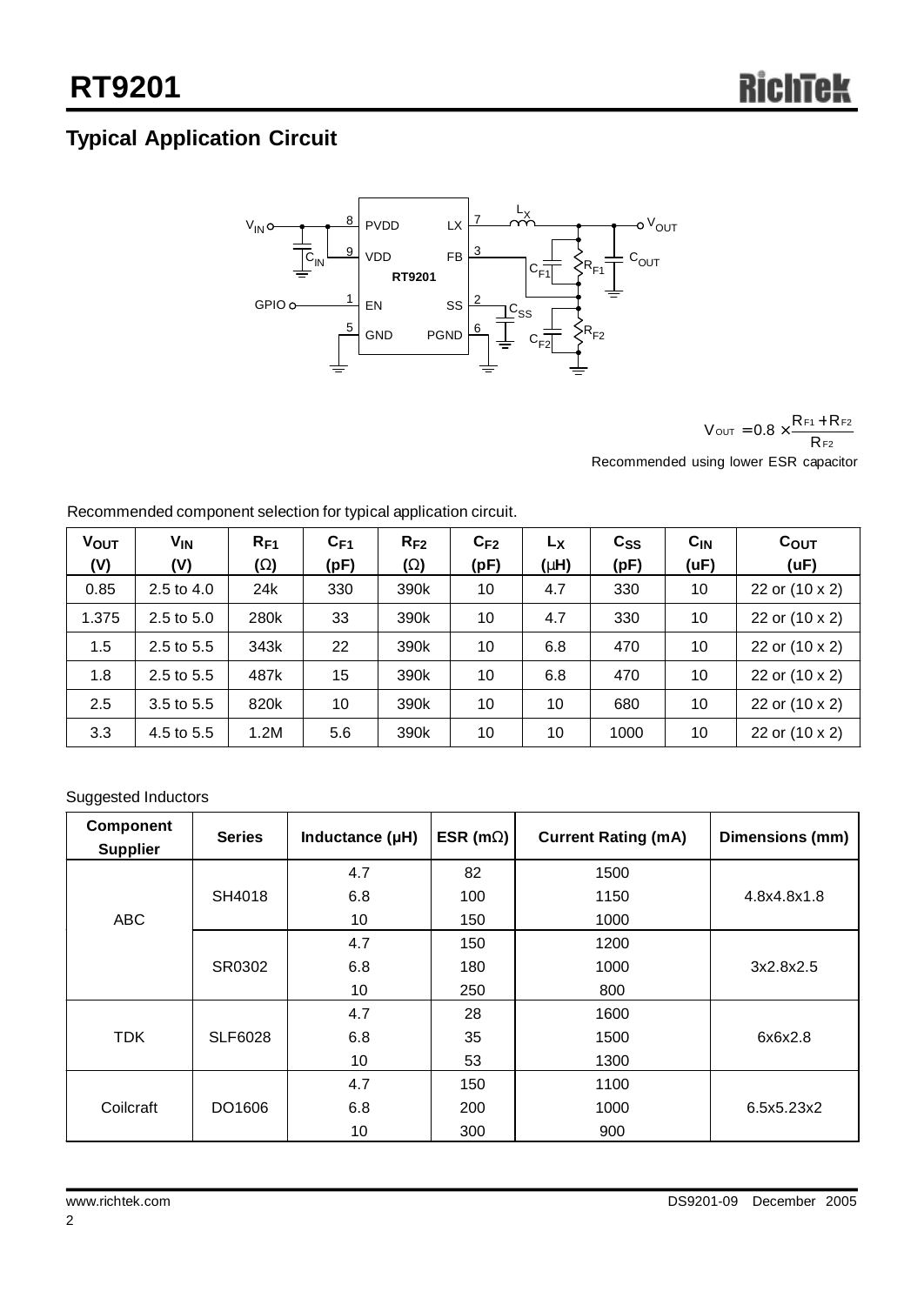## Typical Application Circuit

$$V_{OUT} = 0.8 \times \frac{R_{F1} + R_{F2}}{R_{F2}}$$

Recommended using lower ESR capacitor

Recommended component selection for typical application circuit.

| $V_{OUT}$ (V) | $V_{IN}$ (V) | $R_{F1}$ (Ω) | $C_{F1}$ (pF) | $R_{F2}$ (Ω) | $C_{F2}$ (pF) | $L_X$ (μH) | $C_{SS}$ (pF) | $C_{IN}$ (uF) | $C_{OUT}$ (uF) |
|---|---|---|---|---|---|---|---|---|---|
| 0.85 | 2.5 to 4.0 | 24k | 330 | 390k | 10 | 4.7 | 330 | 10 | 22 or (10 x 2) |
| 1.375 | 2.5 to 5.0 | 280k | 33 | 390k | 10 | 4.7 | 330 | 10 | 22 or (10 x 2) |
| 1.5 | 2.5 to 5.5 | 343k | 22 | 390k | 10 | 6.8 | 470 | 10 | 22 or (10 x 2) |
| 1.8 | 2.5 to 5.5 | 487k | 15 | 390k | 10 | 6.8 | 470 | 10 | 22 or (10 x 2) |
| 2.5 | 3.5 to 5.5 | 820k | 10 | 390k | 10 | 10 | 680 | 10 | 22 or (10 x 2) |
| 3.3 | 4.5 to 5.5 | 1.2M | 5.6 | 390k | 10 | 10 | 1000 | 10 | 22 or (10 x 2) |

Suggested Inductors

| Component Supplier | Series | Inductance (μH) | ESR (mΩ) | Current Rating (mA) | Dimensions (mm) |
|---|---|---|---|---|---|
| ABC | SH4018 | 4.7 | 82 | 1500 | 4.8x4.8x1.8 |
| | | 6.8 | 100 | 1150 | |
| | | 10 | 150 | 1000 | |
| | SR0302 | 4.7 | 150 | 1200 | 3x2.8x2.5 |
| | | 6.8 | 180 | 1000 | |
| | | 10 | 250 | 800 | |
| TDK | SLF6028 | 4.7 | 28 | 1600 | 6x6x2.8 |
| | | 6.8 | 35 | 1500 | |
| | | 10 | 53 | 1300 | |
| Coilcraft | DO1606 | 4.7 | 150 | 1100 | 6.5x5.23x2 |
| | | 6.8 | 200 | 1000 | |
| | | 10 | 300 | 900 | |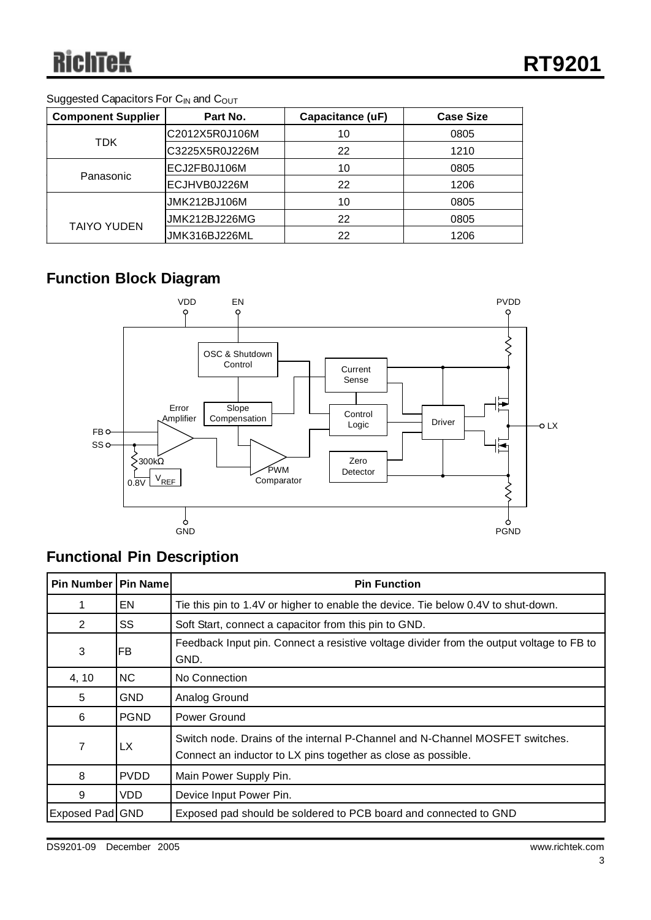Suggested Capacitors For $C_{IN}$ and $C_{OUT}$

| Component Supplier | Part No. | Capacitance (uF) | Case Size |
|---|---|---|---|
| TDK | C2012X5R0J106M | 10 | 0805 |
| | C3225X5R0J226M | 22 | 1210 |
| Panasonic | ECJ2FB0J106M | 10 | 0805 |
| | ECJHVB0J226M | 22 | 1206 |
| TAIYO YUDEN | JMK212BJ106M | 10 | 0805 |
| | JMK212BJ226MG | 22 | 0805 |
| | JMK316BJ226ML | 22 | 1206 |

## Function Block Diagram

VDD EN PVDD

OSC & Shutdown Control

Current Sense

Error Amplifier

Slope Compensation

Control Logic

Driver

FB

SS

LX

300kΩ

0.8V $V_{REF}$

PWM Comparator

Zero Detector

GND PGND

## Functional Pin Description

| Pin Number | Pin Name | Pin Function |
|---|---|---|
| 1 | EN | Tie this pin to 1.4V or higher to enable the device. Tie below 0.4V to shut-down. |
| 2 | SS | Soft Start, connect a capacitor from this pin to GND. |
| 3 | FB | Feedback Input pin. Connect a resistive voltage divider from the output voltage to FB to GND. |
| 4, 10 | NC | No Connection |
| 5 | GND | Analog Ground |
| 6 | PGND | Power Ground |
| 7 | LX | Switch node. Drains of the internal P-Channel and N-Channel MOSFET switches. Connect an inductor to LX pins together as close as possible. |
| 8 | PVDD | Main Power Supply Pin. |
| 9 | VDD | Device Input Power Pin. |
| Exposed Pad | GND | Exposed pad should be soldered to PCB board and connected to GND |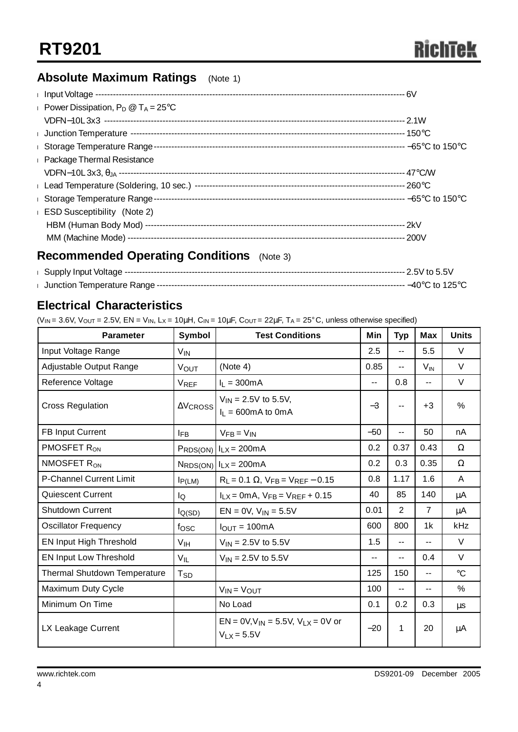## Absolute Maximum Ratings (Note 1)

- Input Voltage ------------------------------------------------------------------------------------------------------------ 6V
- Power Dissipation, $P_D$ @ $T_A$ = 25°C
  VDFN−10L 3x3 ------------------------------------------------------------------------------------------------------------ 2.1W
- Junction Temperature --------------------------------------------------------------------------------------------------- 150°C
- Storage Temperature Range ---------------------------------------------------------------------------------------------- −65°C to 150°C
- Package Thermal Resistance
  VDFN−10L 3x3, $\theta_{JA}$ ------------------------------------------------------------------------------------------------------- 47°C/W
- Lead Temperature (Soldering, 10 sec.) ------------------------------------------------------------------------------- 260°C
- Storage Temperature Range ---------------------------------------------------------------------------------------------- −65°C to 150°C
- ESD Susceptibility (Note 2)
  HBM (Human Body Mod) ------------------------------------------------------------------------------------------------ 2kV
  MM (Machine Mode) ----------------------------------------------------------------------------------------------------- 200V

## Recommended Operating Conditions (Note 3)

- Supply Input Voltage ------------------------------------------------------------------------------------------------------ 2.5V to 5.5V
- Junction Temperature Range --------------------------------------------------------------------------------------------- −40°C to 125°C

## Electrical Characteristics

($V_{IN}$ = 3.6V, $V_{OUT}$ = 2.5V, EN = $V_{IN}$, $L_X$ = 10μH, $C_{IN}$ = 10μF, $C_{OUT}$ = 22μF, $T_A$ = 25°C, unless otherwise specified)

| Parameter | Symbol | Test Conditions | Min | Typ | Max | Units |
|---|---|---|---|---|---|---|
| Input Voltage Range | $V_{IN}$ | | 2.5 | -- | 5.5 | V |
| Adjustable Output Range | $V_{OUT}$ | (Note 4) | 0.85 | -- | $V_{IN}$ | V |
| Reference Voltage | $V_{REF}$ | $I_L$ = 300mA | -- | 0.8 | -- | V |
| Cross Regulation | $\Delta V_{CROSS}$ | $V_{IN}$ = 2.5V to 5.5V, $I_L$ = 600mA to 0mA | −3 | -- | +3 | % |
| FB Input Current | $I_{FB}$ | $V_{FB} = V_{IN}$ | −50 | -- | 50 | nA |
| PMOSFET $R_{ON}$ | $P_{RDS(ON)}$ | $I_{LX}$ = 200mA | 0.2 | 0.37 | 0.43 | Ω |
| NMOSFET $R_{ON}$ | $N_{RDS(ON)}$ | $I_{LX}$ = 200mA | 0.2 | 0.3 | 0.35 | Ω |
| P-Channel Current Limit | $I_{P(LM)}$ | $R_L$ = 0.1 Ω, $V_{FB} = V_{REF} - 0.15$ | 0.8 | 1.17 | 1.6 | A |
| Quiescent Current | $I_Q$ | $I_{LX}$ = 0mA, $V_{FB} = V_{REF} + 0.15$ | 40 | 85 | 140 | μA |
| Shutdown Current | $I_{Q(SD)}$ | EN = 0V, $V_{IN}$ = 5.5V | 0.01 | 2 | 7 | μA |
| Oscillator Frequency | $f_{OSC}$ | $I_{OUT}$ = 100mA | 600 | 800 | 1k | kHz |
| EN Input High Threshold | $V_{IH}$ | $V_{IN}$ = 2.5V to 5.5V | 1.5 | -- | -- | V |
| EN Input Low Threshold | $V_{IL}$ | $V_{IN}$ = 2.5V to 5.5V | -- | -- | 0.4 | V |
| Thermal Shutdown Temperature | $T_{SD}$ | | 125 | 150 | -- | °C |
| Maximum Duty Cycle | | $V_{IN} = V_{OUT}$ | 100 | -- | -- | % |
| Minimum On Time | | No Load | 0.1 | 0.2 | 0.3 | μs |
| LX Leakage Current | | EN = 0V, $V_{IN}$ = 5.5V, $V_{LX}$ = 0V or $V_{LX}$ = 5.5V | −20 | 1 | 20 | μA |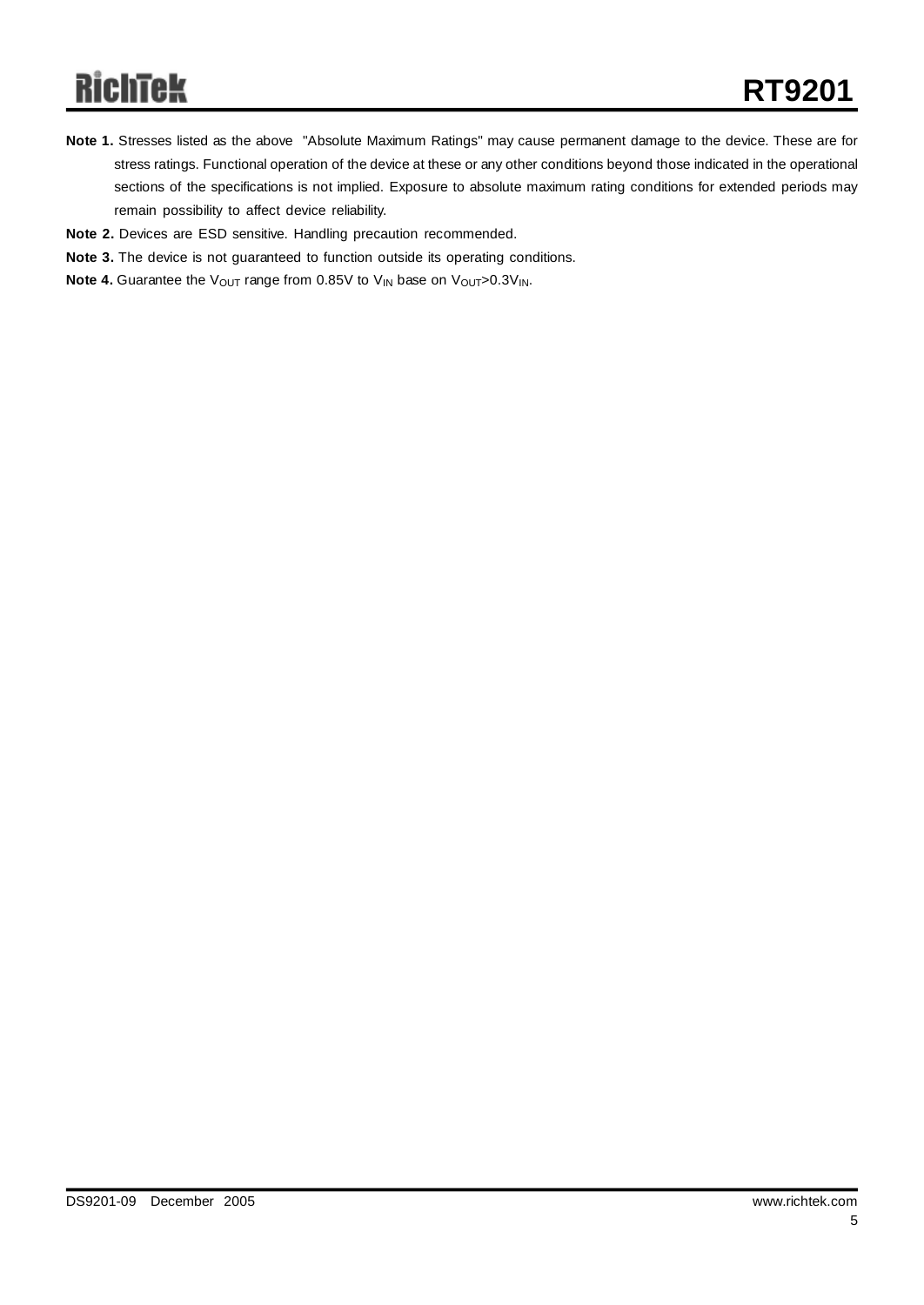**Note 1.** Stresses listed as the above "Absolute Maximum Ratings" may cause permanent damage to the device. These are for stress ratings. Functional operation of the device at these or any other conditions beyond those indicated in the operational sections of the specifications is not implied. Exposure to absolute maximum rating conditions for extended periods may remain possibility to affect device reliability.

**Note 2.** Devices are ESD sensitive. Handling precaution recommended.

**Note 3.** The device is not guaranteed to function outside its operating conditions.

**Note 4.** Guarantee the $V_{OUT}$ range from 0.85V to $V_{IN}$ base on $V_{OUT}$>0.3$V_{IN}$.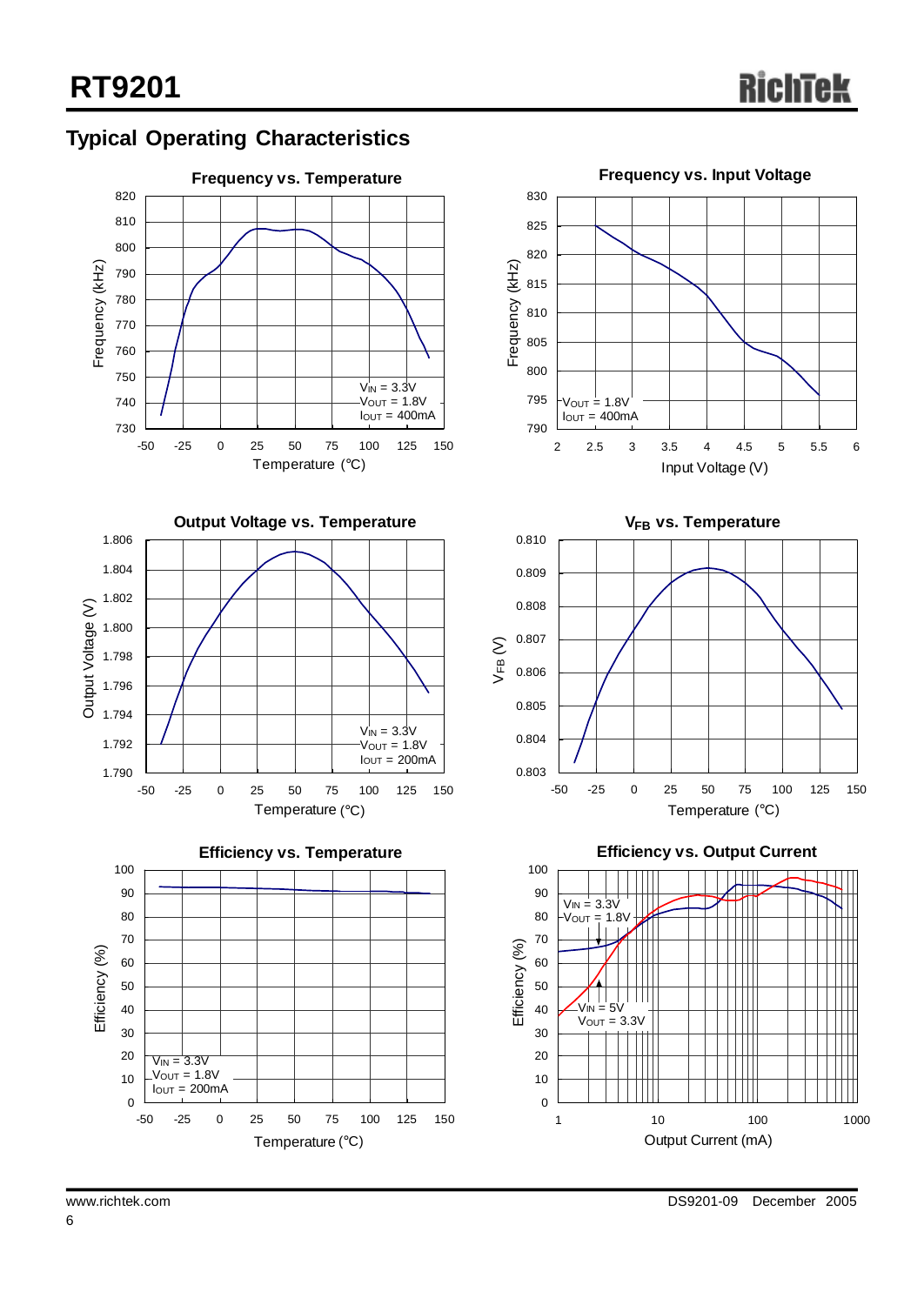## Typical Operating Characteristics

**Frequency vs. Temperature**

Frequency (kHz) vs. Temperature (°C)

$V_{IN}$ = 3.3V
$V_{OUT}$ = 1.8V
$I_{OUT}$ = 400mA

**Frequency vs. Input Voltage**

Frequency (kHz) vs. Input Voltage (V)

$V_{OUT}$ = 1.8V
$I_{OUT}$ = 400mA

**Output Voltage vs. Temperature**

Output Voltage (V) vs. Temperature (°C)

$V_{IN}$ = 3.3V
$V_{OUT}$ = 1.8V
$I_{OUT}$ = 200mA

**$V_{FB}$ vs. Temperature**

$V_{FB}$ (V) vs. Temperature (°C)

**Efficiency vs. Temperature**

Efficiency (%) vs. Temperature (°C)

$V_{IN}$ = 3.3V
$V_{OUT}$ = 1.8V
$I_{OUT}$ = 200mA

**Efficiency vs. Output Current**

Efficiency (%) vs. Output Current (mA)

$V_{IN}$ = 3.3V
$V_{OUT}$ = 1.8V

$V_{IN}$ = 5V
$V_{OUT}$ = 3.3V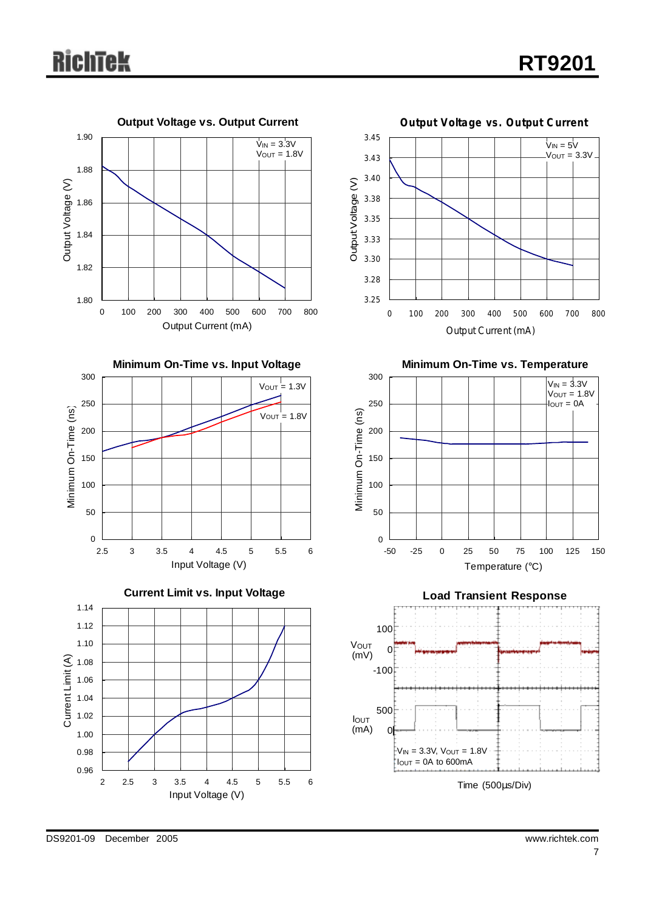#### Output Voltage vs. Output Current

$V_{IN}$ = 3.3V
$V_{OUT}$ = 1.8V

Output Voltage (V)

Output Current (mA)

#### Output Voltage vs. Output Current

$V_{IN}$ = 5V
$V_{OUT}$ = 3.3V

Output Voltage (V)

Output Current (mA)

#### Minimum On-Time vs. Input Voltage

$V_{OUT}$ = 1.3V

$V_{OUT}$ = 1.8V

Minimum On-Time (ns)

Input Voltage (V)

#### Minimum On-Time vs. Temperature

$V_{IN}$ = 3.3V
$V_{OUT}$ = 1.8V
$I_{OUT}$ = 0A

Minimum On-Time (ns)

Temperature (°C)

#### Current Limit vs. Input Voltage

Current Limit (A)

Input Voltage (V)

#### Load Transient Response

$V_{OUT}$ (mV)

$I_{OUT}$ (mA)

$V_{IN}$ = 3.3V, $V_{OUT}$ = 1.8V
$I_{OUT}$ = 0A to 600mA

Time (500μs/Div)

DS9201-09 December 2005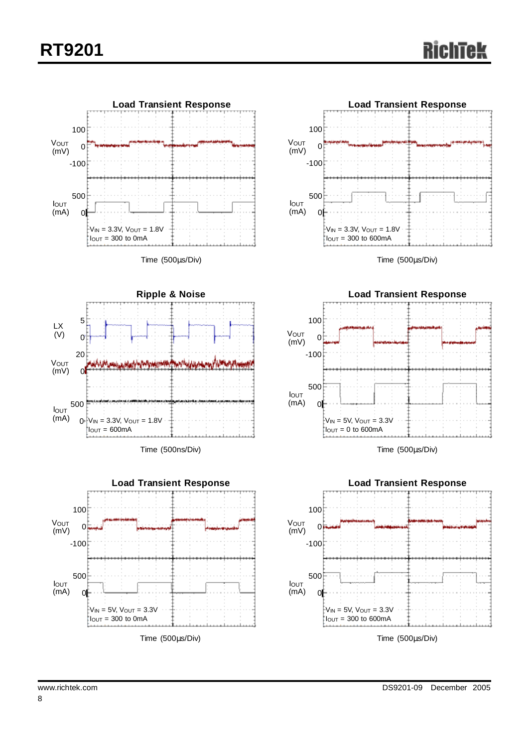**Load Transient Response**

$V_{OUT}$ (mV): 100, 0, -100

$I_{OUT}$ (mA): 500, 0

$V_{IN}$ = 3.3V, $V_{OUT}$ = 1.8V
$I_{OUT}$ = 300 to 0mA

Time (500μs/Div)

**Load Transient Response**

$V_{OUT}$ (mV): 100, 0, -100

$I_{OUT}$ (mA): 500, 0

$V_{IN}$ = 3.3V, $V_{OUT}$ = 1.8V
$I_{OUT}$ = 300 to 600mA

Time (500μs/Div)

**Ripple & Noise**

LX (V): 5, 0

$V_{OUT}$ (mV): 20, 0

$I_{OUT}$ (mA): 500, 0

$V_{IN}$ = 3.3V, $V_{OUT}$ = 1.8V
$I_{OUT}$ = 600mA

Time (500ns/Div)

**Load Transient Response**

$V_{OUT}$ (mV): 100, 0, -100

$I_{OUT}$ (mA): 500, 0

$V_{IN}$ = 5V, $V_{OUT}$ = 3.3V
$I_{OUT}$ = 0 to 600mA

Time (500μs/Div)

**Load Transient Response**

$V_{OUT}$ (mV): 100, 0, -100

$I_{OUT}$ (mA): 500, 0

$V_{IN}$ = 5V, $V_{OUT}$ = 3.3V
$I_{OUT}$ = 300 to 0mA

Time (500μs/Div)

**Load Transient Response**

$V_{OUT}$ (mV): 100, 0, -100

$I_{OUT}$ (mA): 500, 0

$V_{IN}$ = 5V, $V_{OUT}$ = 3.3V
$I_{OUT}$ = 300 to 600mA

Time (500μs/Div)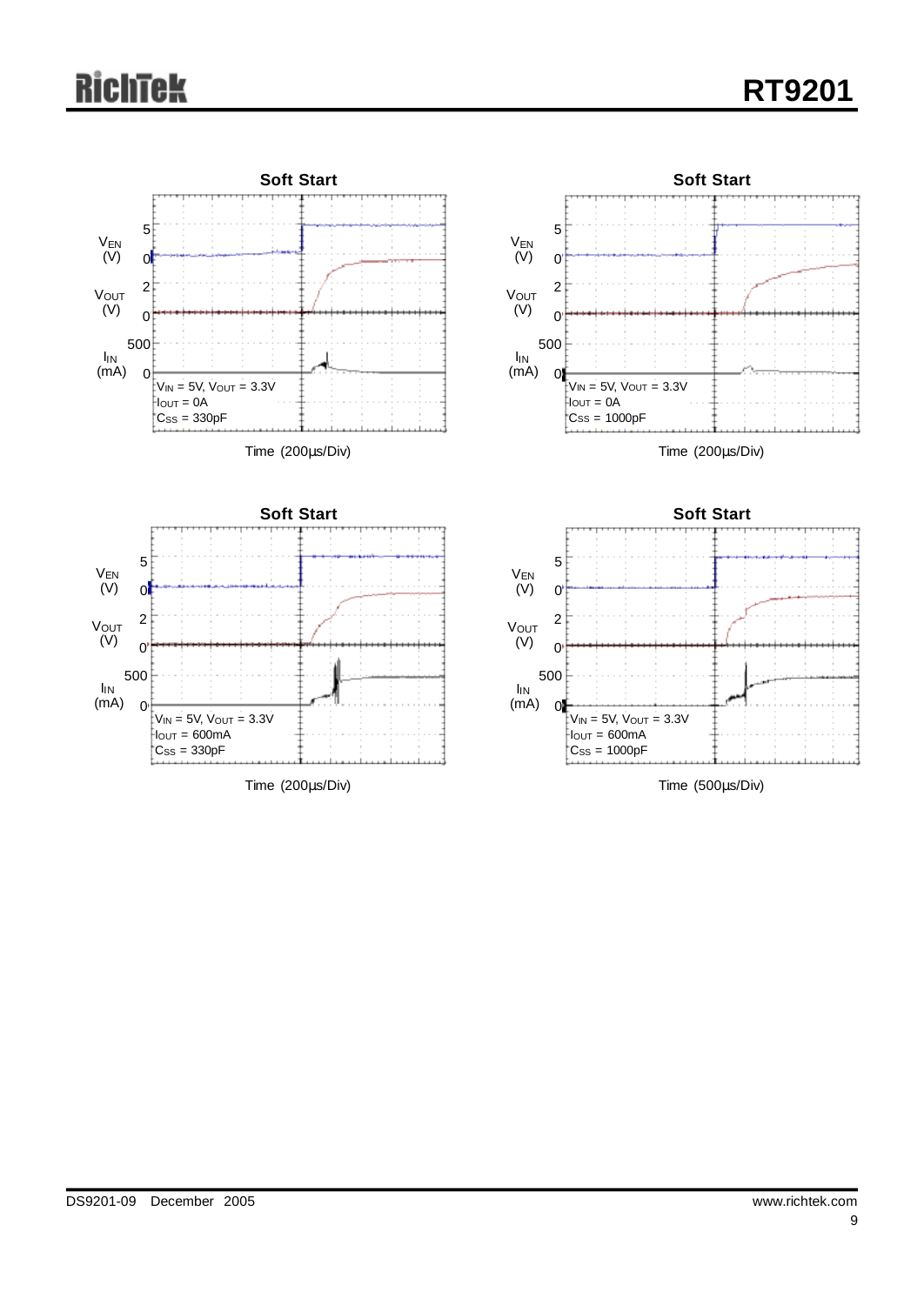**Soft Start**

$V_{EN}$ (V): 5, 0

$V_{OUT}$ (V): 2, 0

$I_{IN}$ (mA): 500, 0

$V_{IN}$ = 5V, $V_{OUT}$ = 3.3V
$I_{OUT}$ = 0A
$C_{SS}$ = 330pF

Time (200μs/Div)

**Soft Start**

$V_{EN}$ (V): 5, 0

$V_{OUT}$ (V): 2, 0

$I_{IN}$ (mA): 500, 0

$V_{IN}$ = 5V, $V_{OUT}$ = 3.3V
$I_{OUT}$ = 0A
$C_{SS}$ = 1000pF

Time (200μs/Div)

**Soft Start**

$V_{EN}$ (V): 5, 0

$V_{OUT}$ (V): 2, 0

$I_{IN}$ (mA): 500, 0

$V_{IN}$ = 5V, $V_{OUT}$ = 3.3V
$I_{OUT}$ = 600mA
$C_{SS}$ = 330pF

Time (200μs/Div)

**Soft Start**

$V_{EN}$ (V): 5, 0

$V_{OUT}$ (V): 2, 0

$I_{IN}$ (mA): 500, 0

$V_{IN}$ = 5V, $V_{OUT}$ = 3.3V
$I_{OUT}$ = 600mA
$C_{SS}$ = 1000pF

Time (500μs/Div)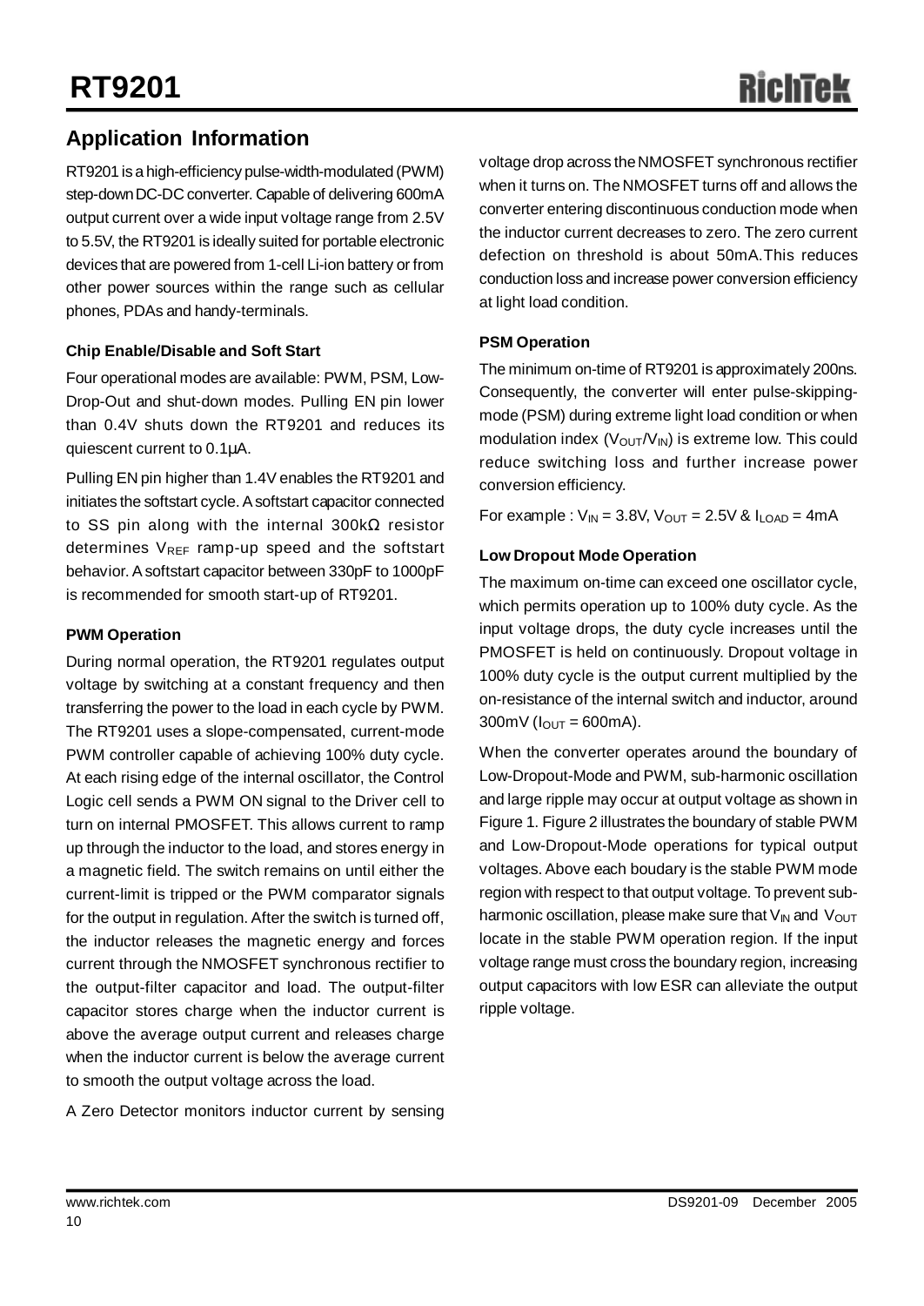## Application Information

RT9201 is a high-efficiency pulse-width-modulated (PWM) step-down DC-DC converter. Capable of delivering 600mA output current over a wide input voltage range from 2.5V to 5.5V, the RT9201 is ideally suited for portable electronic devices that are powered from 1-cell Li-ion battery or from other power sources within the range such as cellular phones, PDAs and handy-terminals.

#### Chip Enable/Disable and Soft Start

Four operational modes are available: PWM, PSM, Low-Drop-Out and shut-down modes. Pulling EN pin lower than 0.4V shuts down the RT9201 and reduces its quiescent current to 0.1μA.

Pulling EN pin higher than 1.4V enables the RT9201 and initiates the softstart cycle. A softstart capacitor connected to SS pin along with the internal 300kΩ resistor determines $V_{REF}$ ramp-up speed and the softstart behavior. A softstart capacitor between 330pF to 1000pF is recommended for smooth start-up of RT9201.

#### PWM Operation

During normal operation, the RT9201 regulates output voltage by switching at a constant frequency and then transferring the power to the load in each cycle by PWM. The RT9201 uses a slope-compensated, current-mode PWM controller capable of achieving 100% duty cycle. At each rising edge of the internal oscillator, the Control Logic cell sends a PWM ON signal to the Driver cell to turn on internal PMOSFET. This allows current to ramp up through the inductor to the load, and stores energy in a magnetic field. The switch remains on until either the current-limit is tripped or the PWM comparator signals for the output in regulation. After the switch is turned off, the inductor releases the magnetic energy and forces current through the NMOSFET synchronous rectifier to the output-filter capacitor and load. The output-filter capacitor stores charge when the inductor current is above the average output current and releases charge when the inductor current is below the average current to smooth the output voltage across the load.

A Zero Detector monitors inductor current by sensing voltage drop across the NMOSFET synchronous rectifier when it turns on. The NMOSFET turns off and allows the converter entering discontinuous conduction mode when the inductor current decreases to zero. The zero current defection on threshold is about 50mA.This reduces conduction loss and increase power conversion efficiency at light load condition.

#### PSM Operation

The minimum on-time of RT9201 is approximately 200ns. Consequently, the converter will enter pulse-skipping-mode (PSM) during extreme light load condition or when modulation index ($V_{OUT}$/$V_{IN}$) is extreme low. This could reduce switching loss and further increase power conversion efficiency.

For example : $V_{IN}$ = 3.8V, $V_{OUT}$ = 2.5V & $I_{LOAD}$ = 4mA

#### Low Dropout Mode Operation

The maximum on-time can exceed one oscillator cycle, which permits operation up to 100% duty cycle. As the input voltage drops, the duty cycle increases until the PMOSFET is held on continuously. Dropout voltage in 100% duty cycle is the output current multiplied by the on-resistance of the internal switch and inductor, around 300mV ($I_{OUT}$ = 600mA).

When the converter operates around the boundary of Low-Dropout-Mode and PWM, sub-harmonic oscillation and large ripple may occur at output voltage as shown in Figure 1. Figure 2 illustrates the boundary of stable PWM and Low-Dropout-Mode operations for typical output voltages. Above each boudary is the stable PWM mode region with respect to that output voltage. To prevent sub-harmonic oscillation, please make sure that $V_{IN}$ and $V_{OUT}$ locate in the stable PWM operation region. If the input voltage range must cross the boundary region, increasing output capacitors with low ESR can alleviate the output ripple voltage.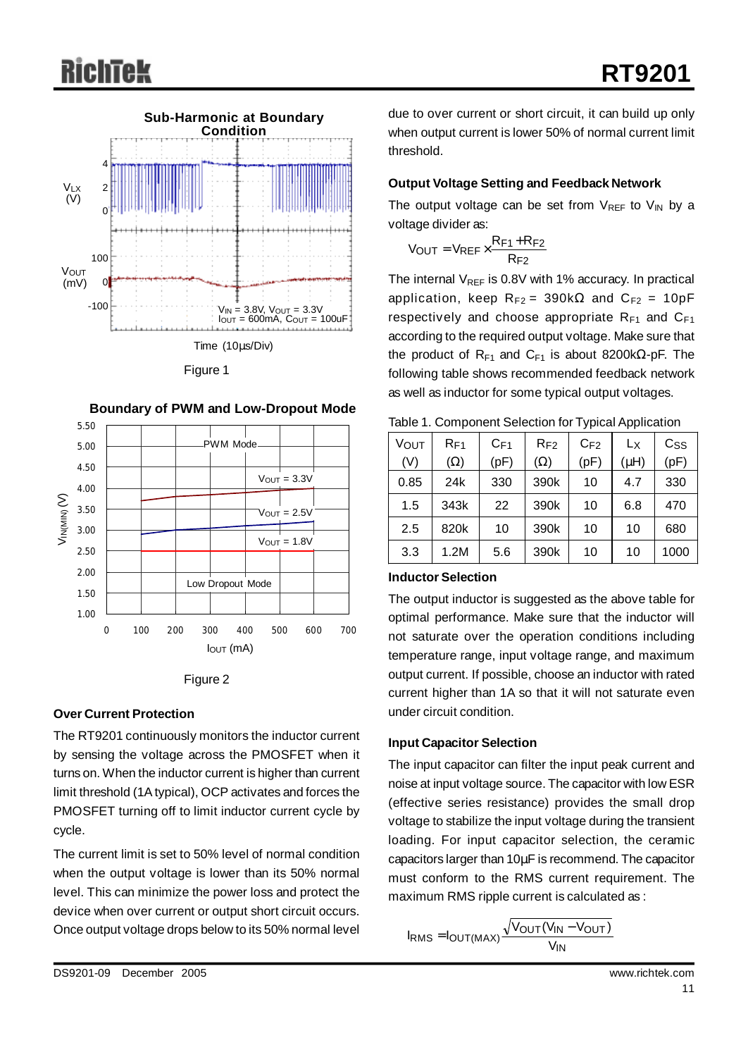Figure 1

Figure 2

## Over Current Protection

The RT9201 continuously monitors the inductor current by sensing the voltage across the PMOSFET when it turns on. When the inductor current is higher than current limit threshold (1A typical), OCP activates and forces the PMOSFET turning off to limit inductor current cycle by cycle.

The current limit is set to 50% level of normal condition when the output voltage is lower than its 50% normal level. This can minimize the power loss and protect the device when over current or output short circuit occurs. Once output voltage drops below to its 50% normal level due to over current or short circuit, it can build up only when output current is lower 50% of normal current limit threshold.

## Output Voltage Setting and Feedback Network

The output voltage can be set from $V_{REF}$ to $V_{IN}$ by a voltage divider as:

$$V_{OUT} = V_{REF} \times \frac{R_{F1} + R_{F2}}{R_{F2}}$$

The internal $V_{REF}$ is 0.8V with 1% accuracy. In practical application, keep $R_{F2}$ = 390kΩ and $C_{F2}$ = 10pF respectively and choose appropriate $R_{F1}$ and $C_{F1}$ according to the required output voltage. Make sure that the product of $R_{F1}$ and $C_{F1}$ is about 8200kΩ-pF. The following table shows recommended feedback network as well as inductor for some typical output voltages.

Table 1. Component Selection for Typical Application

| $V_{OUT}$ (V) | $R_{F1}$ (Ω) | $C_{F1}$ (pF) | $R_{F2}$ (Ω) | $C_{F2}$ (pF) | $L_X$ (μH) | $C_{SS}$ (pF) |
|---|---|---|---|---|---|---|
| 0.85 | 24k | 330 | 390k | 10 | 4.7 | 330 |
| 1.5 | 343k | 22 | 390k | 10 | 6.8 | 470 |
| 2.5 | 820k | 10 | 390k | 10 | 10 | 680 |
| 3.3 | 1.2M | 5.6 | 390k | 10 | 10 | 1000 |

## Inductor Selection

The output inductor is suggested as the above table for optimal performance. Make sure that the inductor will not saturate over the operation conditions including temperature range, input voltage range, and maximum output current. If possible, choose an inductor with rated current higher than 1A so that it will not saturate even under circuit condition.

## Input Capacitor Selection

The input capacitor can filter the input peak current and noise at input voltage source. The capacitor with low ESR (effective series resistance) provides the small drop voltage to stabilize the input voltage during the transient loading. For input capacitor selection, the ceramic capacitors larger than 10μF is recommend. The capacitor must conform to the RMS current requirement. The maximum RMS ripple current is calculated as :

$$I_{RMS} = I_{OUT(MAX)} \frac{\sqrt{V_{OUT}(V_{IN} - V_{OUT})}}{V_{IN}}$$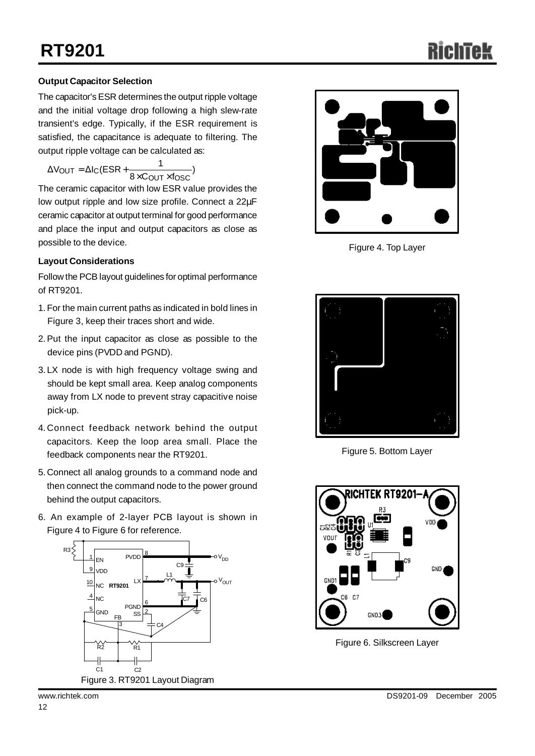**Output Capacitor Selection**

The capacitor's ESR determines the output ripple voltage and the initial voltage drop following a high slew-rate transient's edge. Typically, if the ESR requirement is satisfied, the capacitance is adequate to filtering. The output ripple voltage can be calculated as:

$$\Delta V_{OUT} = \Delta I_C (ESR + \frac{1}{8 \times C_{OUT} \times f_{OSC}})$$

The ceramic capacitor with low ESR value provides the low output ripple and low size profile. Connect a 22µF ceramic capacitor at output terminal for good performance and place the input and output capacitors as close as possible to the device.

**Layout Considerations**

Follow the PCB layout guidelines for optimal performance of RT9201.

1. For the main current paths as indicated in bold lines in Figure 3, keep their traces short and wide.
2. Put the input capacitor as close as possible to the device pins (PVDD and PGND).
3. LX node is with high frequency voltage swing and should be kept small area. Keep analog components away from LX node to prevent stray capacitive noise pick-up.
4. Connect feedback network behind the output capacitors. Keep the loop area small. Place the feedback components near the RT9201.
5. Connect all analog grounds to a command node and then connect the command node to the power ground behind the output capacitors.
6. An example of 2-layer PCB layout is shown in Figure 4 to Figure 6 for reference.

Figure 3. RT9201 Layout Diagram

Figure 4. Top Layer

Figure 5. Bottom Layer

Figure 6. Silkscreen Layer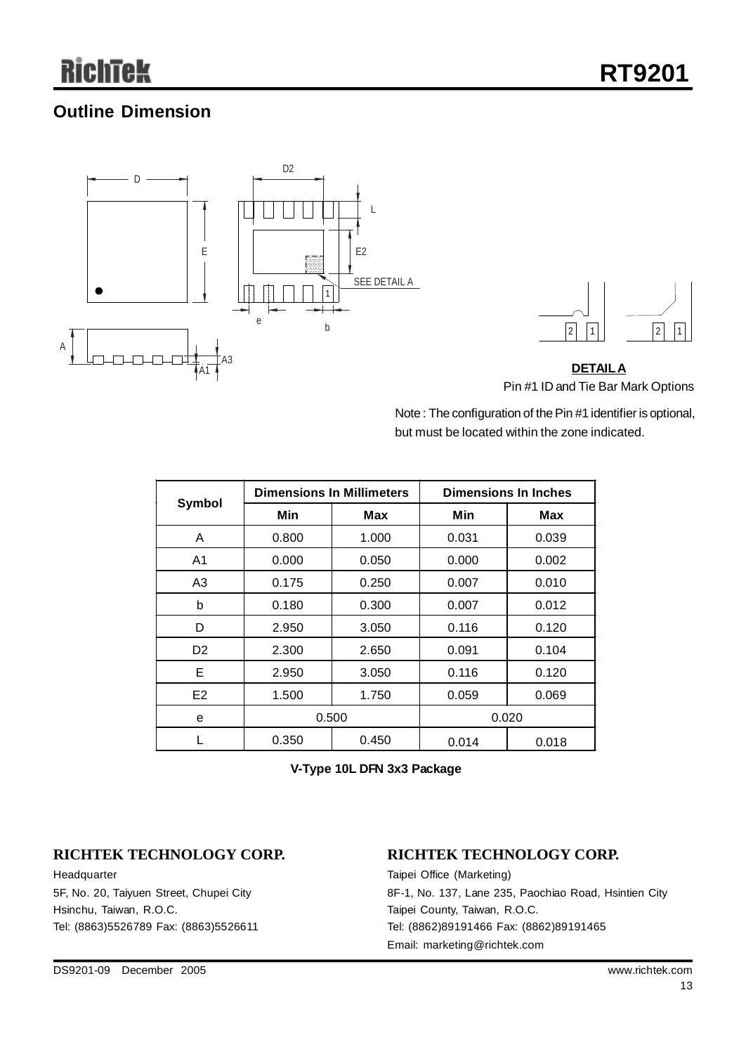## Outline Dimension

D

D2

L

E

E2

SEE DETAIL A

1

e

b

A

A3

A1

2 1 2 1

**DETAIL A**

Pin #1 ID and Tie Bar Mark Options

Note : The configuration of the Pin #1 identifier is optional, but must be located within the zone indicated.

| Symbol | Dimensions In Millimeters | | Dimensions In Inches | |
|---|---|---|---|---|
| | Min | Max | Min | Max |
| A | 0.800 | 1.000 | 0.031 | 0.039 |
| A1 | 0.000 | 0.050 | 0.000 | 0.002 |
| A3 | 0.175 | 0.250 | 0.007 | 0.010 |
| b | 0.180 | 0.300 | 0.007 | 0.012 |
| D | 2.950 | 3.050 | 0.116 | 0.120 |
| D2 | 2.300 | 2.650 | 0.091 | 0.104 |
| E | 2.950 | 3.050 | 0.116 | 0.120 |
| E2 | 1.500 | 1.750 | 0.059 | 0.069 |
| e | 0.500 | | 0.020 | |
| L | 0.350 | 0.450 | 0.014 | 0.018 |

**V-Type 10L DFN 3x3 Package**

**RICHTEK TECHNOLOGY CORP.**

Headquarter
5F, No. 20, Taiyuen Street, Chupei City
Hsinchu, Taiwan, R.O.C.
Tel: (8863)5526789 Fax: (8863)5526611

**RICHTEK TECHNOLOGY CORP.**

Taipei Office (Marketing)
8F-1, No. 137, Lane 235, Paochiao Road, Hsintien City
Taipei County, Taiwan, R.O.C.
Tel: (8862)89191466 Fax: (8862)89191465
Email: marketing@richtek.com